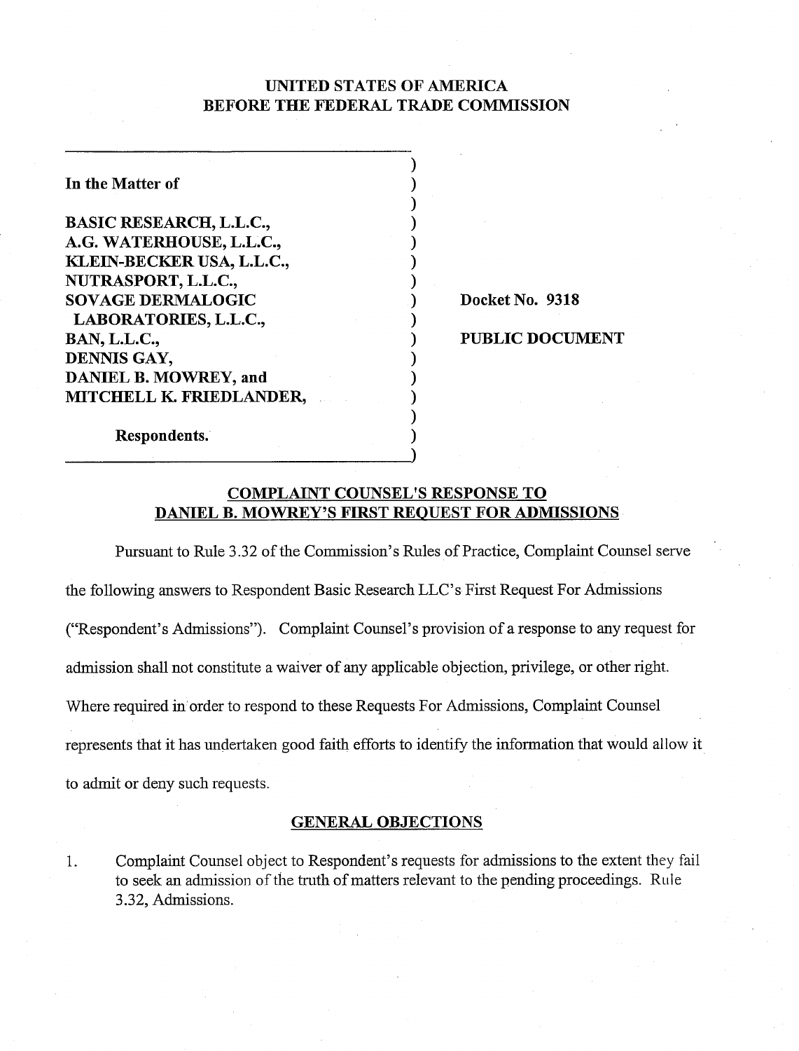# UNITED STATES OF AMERICA
# BEFORE THE FEDERAL TRADE COMMISSION

| | |
|---|---|
| **In the Matter of** | |
| **BASIC RESEARCH, L.L.C.,** | |
| **A.G. WATERHOUSE, L.L.C.,** | |
| **KLEIN-BECKER USA, L.L.C.,** | |
| **NUTRASPORT, L.L.C.,** | |
| **SOVAGE DERMALOGIC LABORATORIES, L.L.C.,** | **Docket No. 9318** |
| **BAN, L.L.C.,** | **PUBLIC DOCUMENT** |
| **DENNIS GAY,** | |
| **DANIEL B. MOWREY, and** | |
| **MITCHELL K. FRIEDLANDER,** | |
| **Respondents.** | |

## COMPLAINT COUNSEL'S RESPONSE TO DANIEL B. MOWREY'S FIRST REQUEST FOR ADMISSIONS

Pursuant to Rule 3.32 of the Commission's Rules of Practice, Complaint Counsel serve the following answers to Respondent Basic Research LLC's First Request For Admissions ("Respondent's Admissions"). Complaint Counsel's provision of a response to any request for admission shall not constitute a waiver of any applicable objection, privilege, or other right. Where required in order to respond to these Requests For Admissions, Complaint Counsel represents that it has undertaken good faith efforts to identify the information that would allow it to admit or deny such requests.

## GENERAL OBJECTIONS

1. Complaint Counsel object to Respondent's requests for admissions to the extent they fail to seek an admission of the truth of matters relevant to the pending proceedings. Rule 3.32, Admissions.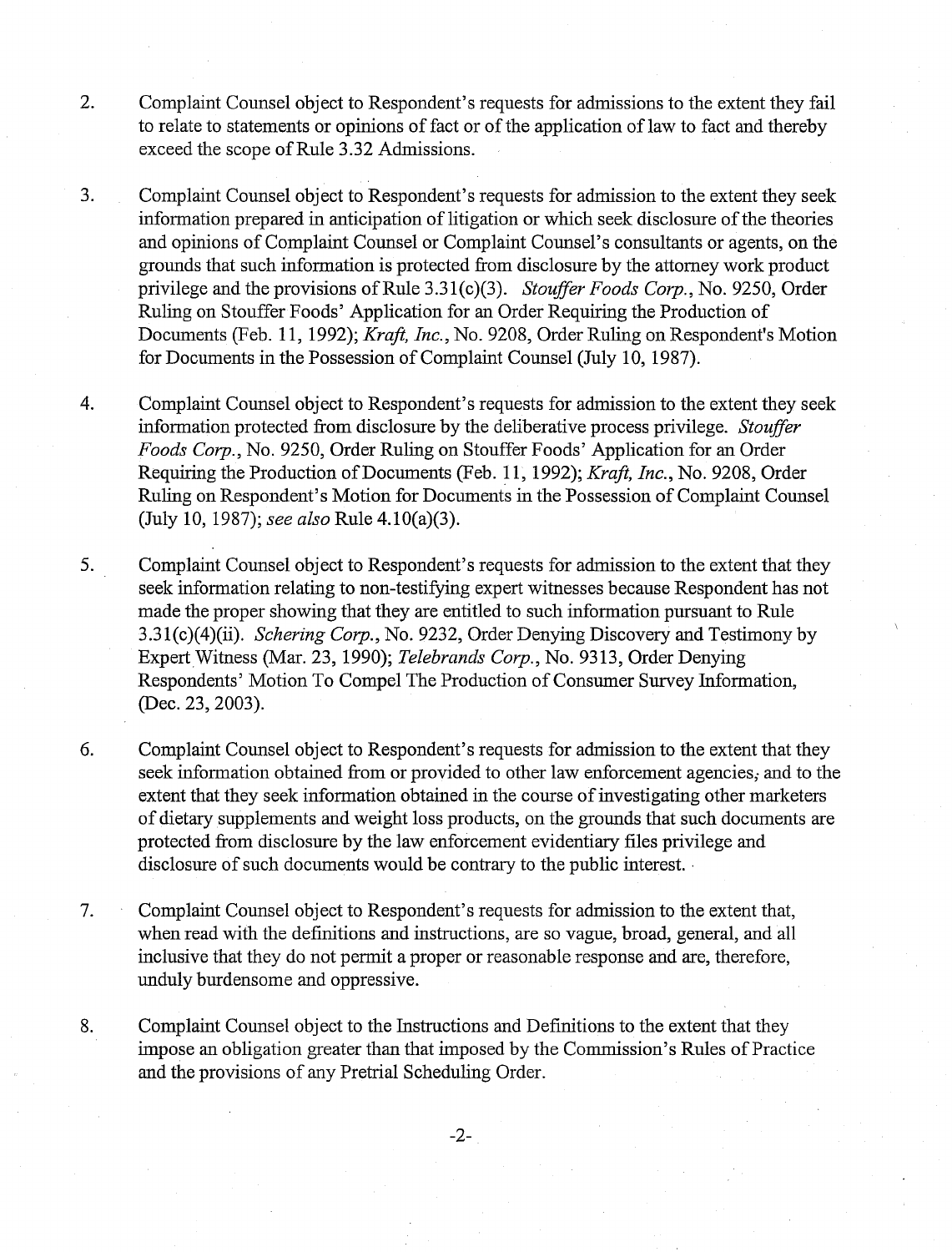2. Complaint Counsel object to Respondent's requests for admissions to the extent they fail to relate to statements or opinions of fact or of the application of law to fact and thereby exceed the scope of Rule 3.32 Admissions.

3. Complaint Counsel object to Respondent's requests for admission to the extent they seek information prepared in anticipation of litigation or which seek disclosure of the theories and opinions of Complaint Counsel or Complaint Counsel's consultants or agents, on the grounds that such information is protected from disclosure by the attorney work product privilege and the provisions of Rule 3.31(c)(3). *Stouffer Foods Corp.*, No. 9250, Order Ruling on Stouffer Foods' Application for an Order Requiring the Production of Documents (Feb. 11, 1992); *Kraft, Inc.*, No. 9208, Order Ruling on Respondent's Motion for Documents in the Possession of Complaint Counsel (July 10, 1987).

4. Complaint Counsel object to Respondent's requests for admission to the extent they seek information protected from disclosure by the deliberative process privilege. *Stouffer Foods Corp.*, No. 9250, Order Ruling on Stouffer Foods' Application for an Order Requiring the Production of Documents (Feb. 11, 1992); *Kraft, Inc.*, No. 9208, Order Ruling on Respondent's Motion for Documents in the Possession of Complaint Counsel (July 10, 1987); *see also* Rule 4.10(a)(3).

5. Complaint Counsel object to Respondent's requests for admission to the extent that they seek information relating to non-testifying expert witnesses because Respondent has not made the proper showing that they are entitled to such information pursuant to Rule 3.31(c)(4)(ii). *Schering Corp.*, No. 9232, Order Denying Discovery and Testimony by Expert Witness (Mar. 23, 1990); *Telebrands Corp.*, No. 9313, Order Denying Respondents' Motion To Compel The Production of Consumer Survey Information, (Dec. 23, 2003).

6. Complaint Counsel object to Respondent's requests for admission to the extent that they seek information obtained from or provided to other law enforcement agencies, and to the extent that they seek information obtained in the course of investigating other marketers of dietary supplements and weight loss products, on the grounds that such documents are protected from disclosure by the law enforcement evidentiary files privilege and disclosure of such documents would be contrary to the public interest.

7. Complaint Counsel object to Respondent's requests for admission to the extent that, when read with the definitions and instructions, are so vague, broad, general, and all inclusive that they do not permit a proper or reasonable response and are, therefore, unduly burdensome and oppressive.

8. Complaint Counsel object to the Instructions and Definitions to the extent that they impose an obligation greater than that imposed by the Commission's Rules of Practice and the provisions of any Pretrial Scheduling Order.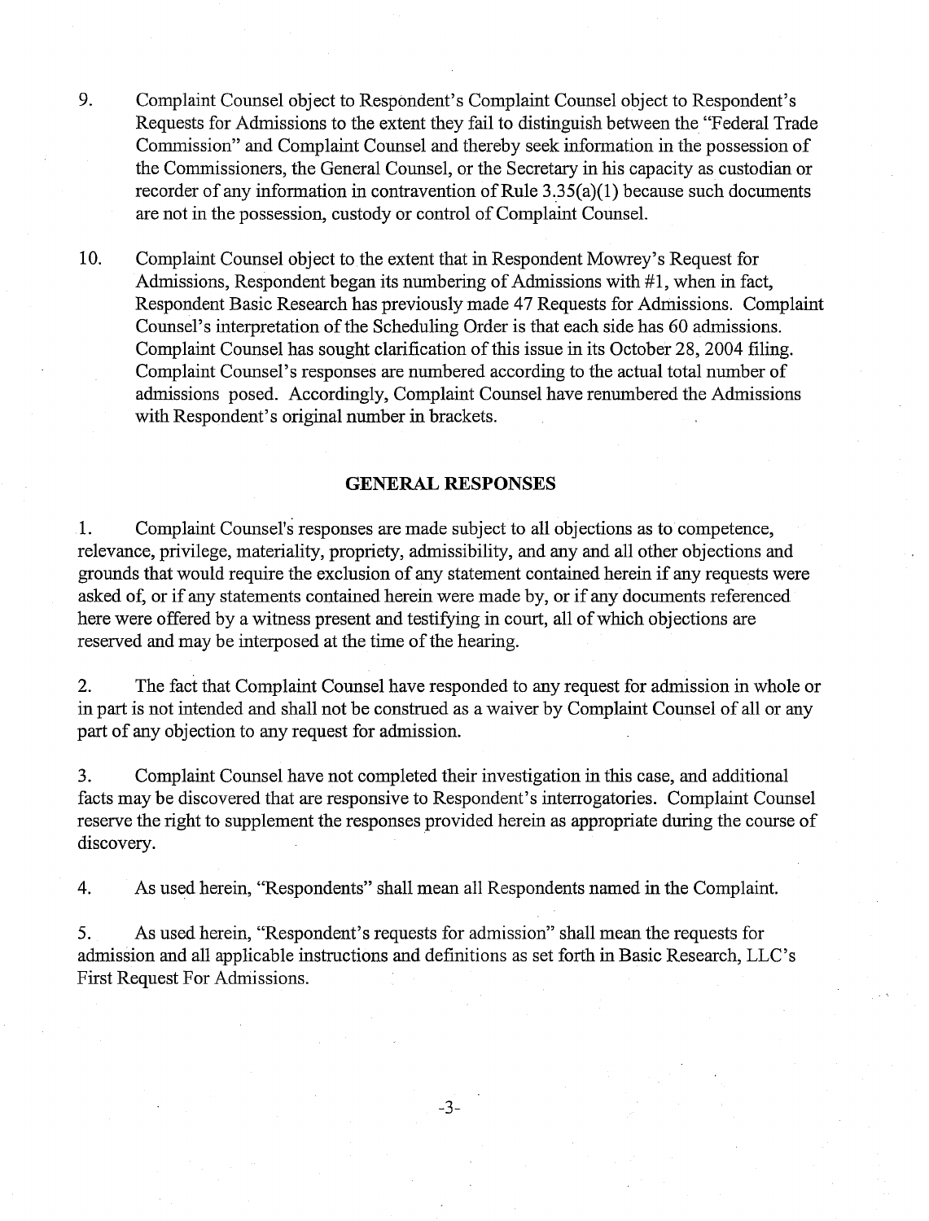9. Complaint Counsel object to Respondent's Complaint Counsel object to Respondent's Requests for Admissions to the extent they fail to distinguish between the "Federal Trade Commission" and Complaint Counsel and thereby seek information in the possession of the Commissioners, the General Counsel, or the Secretary in his capacity as custodian or recorder of any information in contravention of Rule 3.35(a)(1) because such documents are not in the possession, custody or control of Complaint Counsel.

10. Complaint Counsel object to the extent that in Respondent Mowrey's Request for Admissions, Respondent began its numbering of Admissions with #1, when in fact, Respondent Basic Research has previously made 47 Requests for Admissions. Complaint Counsel's interpretation of the Scheduling Order is that each side has 60 admissions. Complaint Counsel has sought clarification of this issue in its October 28, 2004 filing. Complaint Counsel's responses are numbered according to the actual total number of admissions posed. Accordingly, Complaint Counsel have renumbered the Admissions with Respondent's original number in brackets.

## GENERAL RESPONSES

1. Complaint Counsel's responses are made subject to all objections as to competence, relevance, privilege, materiality, propriety, admissibility, and any and all other objections and grounds that would require the exclusion of any statement contained herein if any requests were asked of, or if any statements contained herein were made by, or if any documents referenced here were offered by a witness present and testifying in court, all of which objections are reserved and may be interposed at the time of the hearing.

2. The fact that Complaint Counsel have responded to any request for admission in whole or in part is not intended and shall not be construed as a waiver by Complaint Counsel of all or any part of any objection to any request for admission.

3. Complaint Counsel have not completed their investigation in this case, and additional facts may be discovered that are responsive to Respondent's interrogatories. Complaint Counsel reserve the right to supplement the responses provided herein as appropriate during the course of discovery.

4. As used herein, "Respondents" shall mean all Respondents named in the Complaint.

5. As used herein, "Respondent's requests for admission" shall mean the requests for admission and all applicable instructions and definitions as set forth in Basic Research, LLC's First Request For Admissions.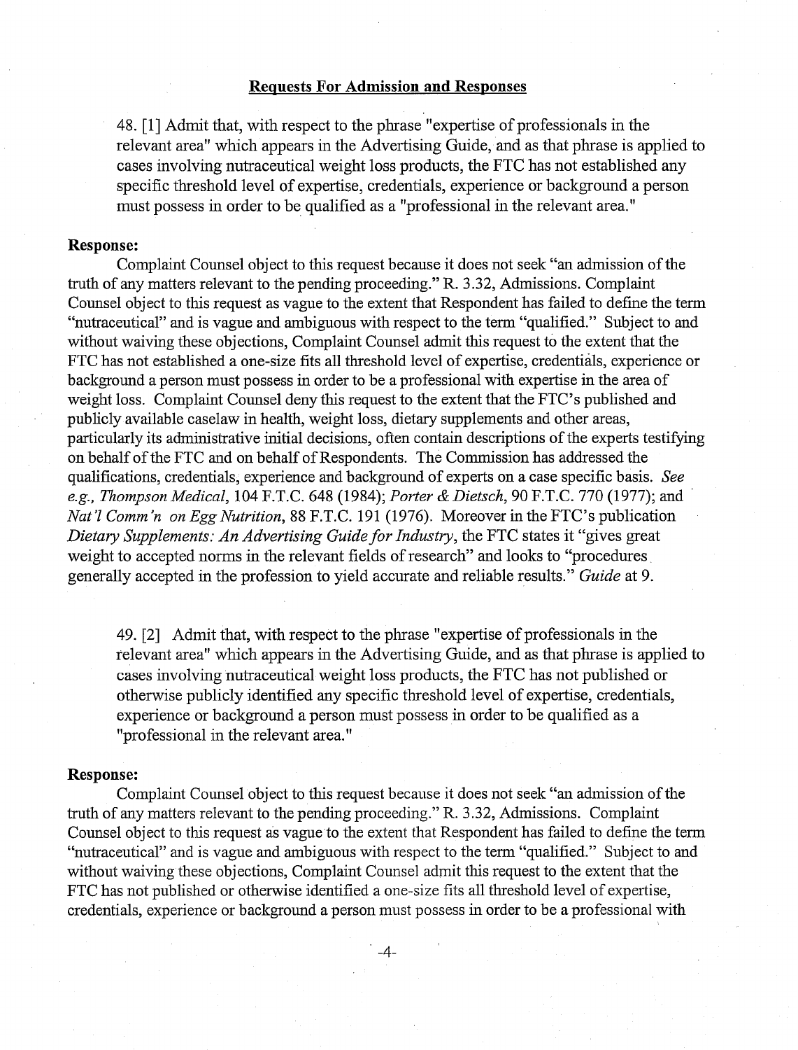**Requests For Admission and Responses**

> 48. [1] Admit that, with respect to the phrase "expertise of professionals in the relevant area" which appears in the Advertising Guide, and as that phrase is applied to cases involving nutraceutical weight loss products, the FTC has not established any specific threshold level of expertise, credentials, experience or background a person must possess in order to be qualified as a "professional in the relevant area."

**Response:**

Complaint Counsel object to this request because it does not seek "an admission of the truth of any matters relevant to the pending proceeding." R. 3.32, Admissions. Complaint Counsel object to this request as vague to the extent that Respondent has failed to define the term "nutraceutical" and is vague and ambiguous with respect to the term "qualified." Subject to and without waiving these objections, Complaint Counsel admit this request to the extent that the FTC has not established a one-size fits all threshold level of expertise, credentials, experience or background a person must possess in order to be a professional with expertise in the area of weight loss. Complaint Counsel deny this request to the extent that the FTC's published and publicly available caselaw in health, weight loss, dietary supplements and other areas, particularly its administrative initial decisions, often contain descriptions of the experts testifying on behalf of the FTC and on behalf of Respondents. The Commission has addressed the qualifications, credentials, experience and background of experts on a case specific basis. *See e.g., Thompson Medical*, 104 F.T.C. 648 (1984); *Porter & Dietsch*, 90 F.T.C. 770 (1977); and *Nat'l Comm'n on Egg Nutrition*, 88 F.T.C. 191 (1976). Moreover in the FTC's publication *Dietary Supplements: An Advertising Guide for Industry*, the FTC states it "gives great weight to accepted norms in the relevant fields of research" and looks to "procedures generally accepted in the profession to yield accurate and reliable results." *Guide* at 9.

> 49. [2] Admit that, with respect to the phrase "expertise of professionals in the relevant area" which appears in the Advertising Guide, and as that phrase is applied to cases involving nutraceutical weight loss products, the FTC has not published or otherwise publicly identified any specific threshold level of expertise, credentials, experience or background a person must possess in order to be qualified as a "professional in the relevant area."

**Response:**

Complaint Counsel object to this request because it does not seek "an admission of the truth of any matters relevant to the pending proceeding." R. 3.32, Admissions. Complaint Counsel object to this request as vague to the extent that Respondent has failed to define the term "nutraceutical" and is vague and ambiguous with respect to the term "qualified." Subject to and without waiving these objections, Complaint Counsel admit this request to the extent that the FTC has not published or otherwise identified a one-size fits all threshold level of expertise, credentials, experience or background a person must possess in order to be a professional with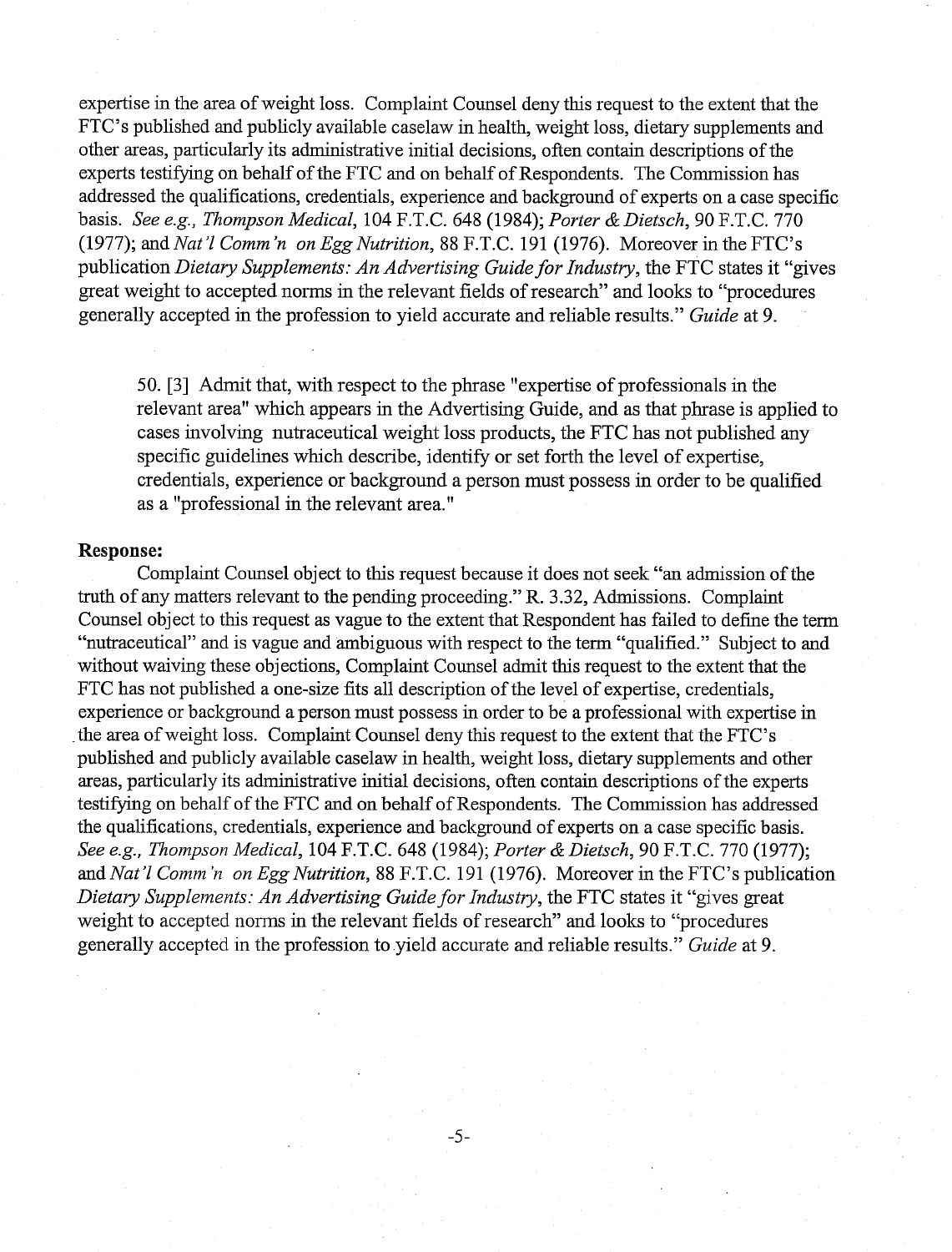expertise in the area of weight loss. Complaint Counsel deny this request to the extent that the FTC's published and publicly available caselaw in health, weight loss, dietary supplements and other areas, particularly its administrative initial decisions, often contain descriptions of the experts testifying on behalf of the FTC and on behalf of Respondents. The Commission has addressed the qualifications, credentials, experience and background of experts on a case specific basis. *See e.g., Thompson Medical*, 104 F.T.C. 648 (1984); *Porter & Dietsch*, 90 F.T.C. 770 (1977); and *Nat'l Comm'n on Egg Nutrition*, 88 F.T.C. 191 (1976). Moreover in the FTC's publication *Dietary Supplements: An Advertising Guide for Industry*, the FTC states it "gives great weight to accepted norms in the relevant fields of research" and looks to "procedures generally accepted in the profession to yield accurate and reliable results." *Guide* at 9.

> 50. [3] Admit that, with respect to the phrase "expertise of professionals in the relevant area" which appears in the Advertising Guide, and as that phrase is applied to cases involving nutraceutical weight loss products, the FTC has not published any specific guidelines which describe, identify or set forth the level of expertise, credentials, experience or background a person must possess in order to be qualified as a "professional in the relevant area."

**Response:**

Complaint Counsel object to this request because it does not seek "an admission of the truth of any matters relevant to the pending proceeding." R. 3.32, Admissions. Complaint Counsel object to this request as vague to the extent that Respondent has failed to define the term "nutraceutical" and is vague and ambiguous with respect to the term "qualified." Subject to and without waiving these objections, Complaint Counsel admit this request to the extent that the FTC has not published a one-size fits all description of the level of expertise, credentials, experience or background a person must possess in order to be a professional with expertise in the area of weight loss. Complaint Counsel deny this request to the extent that the FTC's published and publicly available caselaw in health, weight loss, dietary supplements and other areas, particularly its administrative initial decisions, often contain descriptions of the experts testifying on behalf of the FTC and on behalf of Respondents. The Commission has addressed the qualifications, credentials, experience and background of experts on a case specific basis. *See e.g., Thompson Medical*, 104 F.T.C. 648 (1984); *Porter & Dietsch*, 90 F.T.C. 770 (1977); and *Nat'l Comm'n on Egg Nutrition*, 88 F.T.C. 191 (1976). Moreover in the FTC's publication *Dietary Supplements: An Advertising Guide for Industry*, the FTC states it "gives great weight to accepted norms in the relevant fields of research" and looks to "procedures generally accepted in the profession to yield accurate and reliable results." *Guide* at 9.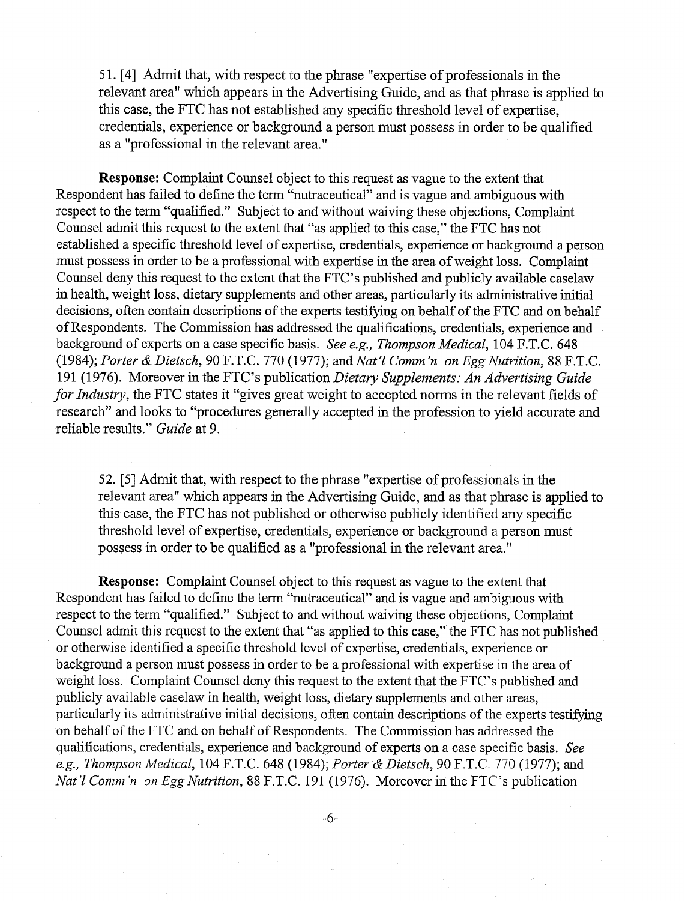> 51. [4] Admit that, with respect to the phrase "expertise of professionals in the relevant area" which appears in the Advertising Guide, and as that phrase is applied to this case, the FTC has not established any specific threshold level of expertise, credentials, experience or background a person must possess in order to be qualified as a "professional in the relevant area."

**Response:** Complaint Counsel object to this request as vague to the extent that Respondent has failed to define the term "nutraceutical" and is vague and ambiguous with respect to the term "qualified." Subject to and without waiving these objections, Complaint Counsel admit this request to the extent that "as applied to this case," the FTC has not established a specific threshold level of expertise, credentials, experience or background a person must possess in order to be a professional with expertise in the area of weight loss. Complaint Counsel deny this request to the extent that the FTC's published and publicly available caselaw in health, weight loss, dietary supplements and other areas, particularly its administrative initial decisions, often contain descriptions of the experts testifying on behalf of the FTC and on behalf of Respondents. The Commission has addressed the qualifications, credentials, experience and background of experts on a case specific basis. *See e.g., Thompson Medical*, 104 F.T.C. 648 (1984); *Porter & Dietsch*, 90 F.T.C. 770 (1977); and *Nat'l Comm'n on Egg Nutrition*, 88 F.T.C. 191 (1976). Moreover in the FTC's publication *Dietary Supplements: An Advertising Guide for Industry*, the FTC states it "gives great weight to accepted norms in the relevant fields of research" and looks to "procedures generally accepted in the profession to yield accurate and reliable results." *Guide* at 9.

> 52. [5] Admit that, with respect to the phrase "expertise of professionals in the relevant area" which appears in the Advertising Guide, and as that phrase is applied to this case, the FTC has not published or otherwise publicly identified any specific threshold level of expertise, credentials, experience or background a person must possess in order to be qualified as a "professional in the relevant area."

**Response:** Complaint Counsel object to this request as vague to the extent that Respondent has failed to define the term "nutraceutical" and is vague and ambiguous with respect to the term "qualified." Subject to and without waiving these objections, Complaint Counsel admit this request to the extent that "as applied to this case," the FTC has not published or otherwise identified a specific threshold level of expertise, credentials, experience or background a person must possess in order to be a professional with expertise in the area of weight loss. Complaint Counsel deny this request to the extent that the FTC's published and publicly available caselaw in health, weight loss, dietary supplements and other areas, particularly its administrative initial decisions, often contain descriptions of the experts testifying on behalf of the FTC and on behalf of Respondents. The Commission has addressed the qualifications, credentials, experience and background of experts on a case specific basis. *See e.g., Thompson Medical*, 104 F.T.C. 648 (1984); *Porter & Dietsch*, 90 F.T.C. 770 (1977); and *Nat'l Comm'n on Egg Nutrition*, 88 F.T.C. 191 (1976). Moreover in the FTC's publication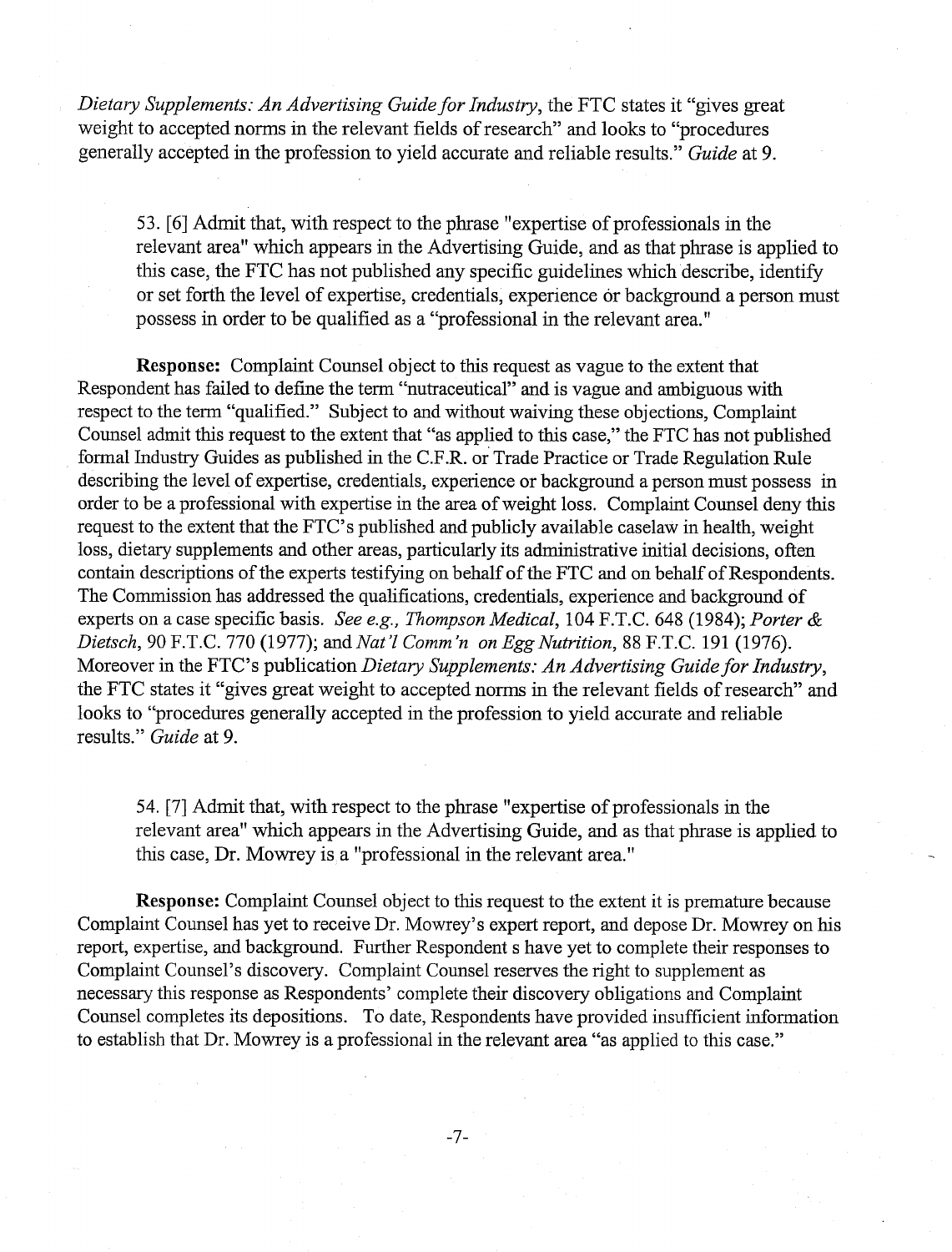*Dietary Supplements: An Advertising Guide for Industry*, the FTC states it "gives great weight to accepted norms in the relevant fields of research" and looks to "procedures generally accepted in the profession to yield accurate and reliable results." *Guide* at 9.

> 53. [6] Admit that, with respect to the phrase "expertise of professionals in the relevant area" which appears in the Advertising Guide, and as that phrase is applied to this case, the FTC has not published any specific guidelines which describe, identify or set forth the level of expertise, credentials, experience or background a person must possess in order to be qualified as a "professional in the relevant area."

**Response:** Complaint Counsel object to this request as vague to the extent that Respondent has failed to define the term "nutraceutical" and is vague and ambiguous with respect to the term "qualified." Subject to and without waiving these objections, Complaint Counsel admit this request to the extent that "as applied to this case," the FTC has not published formal Industry Guides as published in the C.F.R. or Trade Practice or Trade Regulation Rule describing the level of expertise, credentials, experience or background a person must possess in order to be a professional with expertise in the area of weight loss. Complaint Counsel deny this request to the extent that the FTC's published and publicly available caselaw in health, weight loss, dietary supplements and other areas, particularly its administrative initial decisions, often contain descriptions of the experts testifying on behalf of the FTC and on behalf of Respondents. The Commission has addressed the qualifications, credentials, experience and background of experts on a case specific basis. *See e.g., Thompson Medical*, 104 F.T.C. 648 (1984); *Porter & Dietsch*, 90 F.T.C. 770 (1977); and *Nat'l Comm'n on Egg Nutrition*, 88 F.T.C. 191 (1976). Moreover in the FTC's publication *Dietary Supplements: An Advertising Guide for Industry*, the FTC states it "gives great weight to accepted norms in the relevant fields of research" and looks to "procedures generally accepted in the profession to yield accurate and reliable results." *Guide* at 9.

> 54. [7] Admit that, with respect to the phrase "expertise of professionals in the relevant area" which appears in the Advertising Guide, and as that phrase is applied to this case, Dr. Mowrey is a "professional in the relevant area."

**Response:** Complaint Counsel object to this request to the extent it is premature because Complaint Counsel has yet to receive Dr. Mowrey's expert report, and depose Dr. Mowrey on his report, expertise, and background. Further Respondent s have yet to complete their responses to Complaint Counsel's discovery. Complaint Counsel reserves the right to supplement as necessary this response as Respondents' complete their discovery obligations and Complaint Counsel completes its depositions. To date, Respondents have provided insufficient information to establish that Dr. Mowrey is a professional in the relevant area "as applied to this case."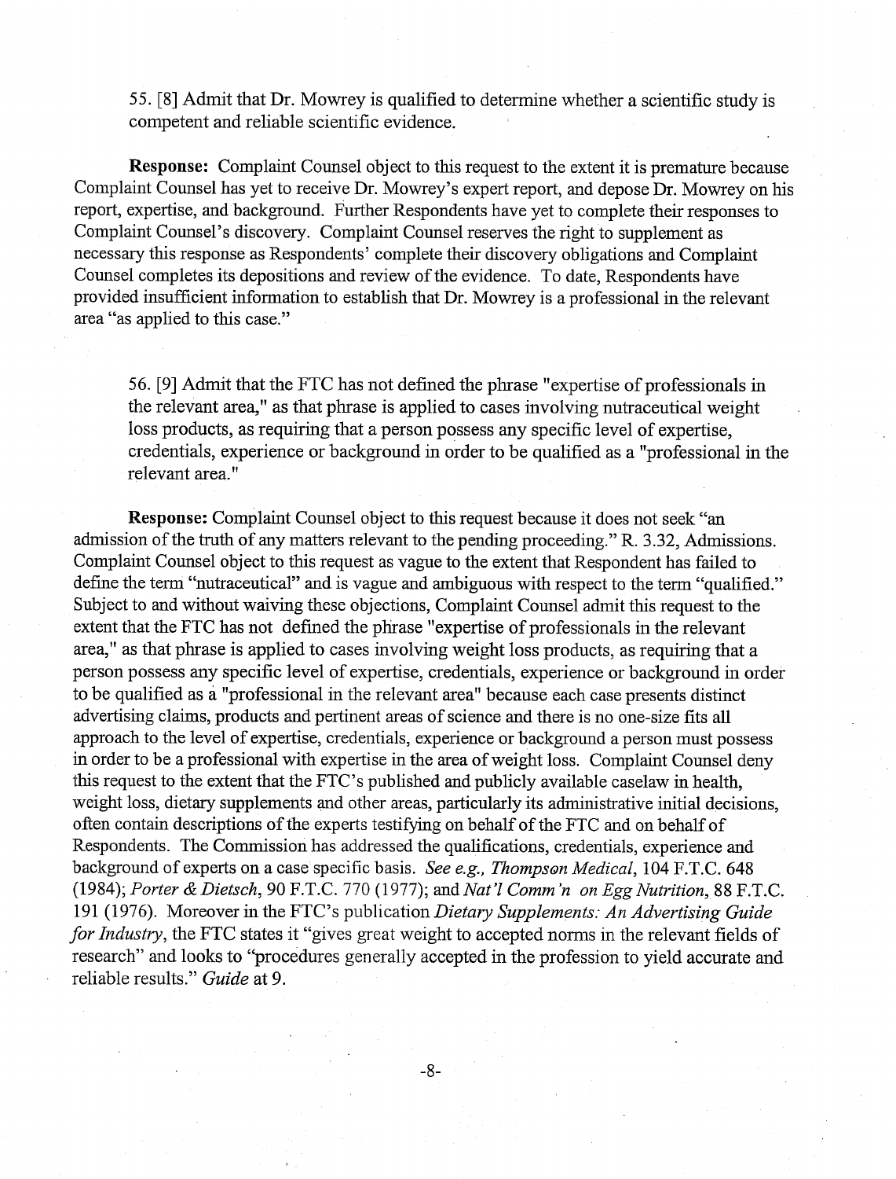55. [8] Admit that Dr. Mowrey is qualified to determine whether a scientific study is competent and reliable scientific evidence.

**Response:** Complaint Counsel object to this request to the extent it is premature because Complaint Counsel has yet to receive Dr. Mowrey's expert report, and depose Dr. Mowrey on his report, expertise, and background. Further Respondents have yet to complete their responses to Complaint Counsel's discovery. Complaint Counsel reserves the right to supplement as necessary this response as Respondents' complete their discovery obligations and Complaint Counsel completes its depositions and review of the evidence. To date, Respondents have provided insufficient information to establish that Dr. Mowrey is a professional in the relevant area "as applied to this case."

56. [9] Admit that the FTC has not defined the phrase "expertise of professionals in the relevant area," as that phrase is applied to cases involving nutraceutical weight loss products, as requiring that a person possess any specific level of expertise, credentials, experience or background in order to be qualified as a "professional in the relevant area."

**Response:** Complaint Counsel object to this request because it does not seek "an admission of the truth of any matters relevant to the pending proceeding." R. 3.32, Admissions. Complaint Counsel object to this request as vague to the extent that Respondent has failed to define the term "nutraceutical" and is vague and ambiguous with respect to the term "qualified." Subject to and without waiving these objections, Complaint Counsel admit this request to the extent that the FTC has not defined the phrase "expertise of professionals in the relevant area," as that phrase is applied to cases involving weight loss products, as requiring that a person possess any specific level of expertise, credentials, experience or background in order to be qualified as a "professional in the relevant area" because each case presents distinct advertising claims, products and pertinent areas of science and there is no one-size fits all approach to the level of expertise, credentials, experience or background a person must possess in order to be a professional with expertise in the area of weight loss. Complaint Counsel deny this request to the extent that the FTC's published and publicly available caselaw in health, weight loss, dietary supplements and other areas, particularly its administrative initial decisions, often contain descriptions of the experts testifying on behalf of the FTC and on behalf of Respondents. The Commission has addressed the qualifications, credentials, experience and background of experts on a case specific basis. *See e.g., Thompson Medical*, 104 F.T.C. 648 (1984); *Porter & Dietsch*, 90 F.T.C. 770 (1977); and *Nat'l Comm'n on Egg Nutrition*, 88 F.T.C. 191 (1976). Moreover in the FTC's publication *Dietary Supplements: An Advertising Guide for Industry*, the FTC states it "gives great weight to accepted norms in the relevant fields of research" and looks to "procedures generally accepted in the profession to yield accurate and reliable results." *Guide* at 9.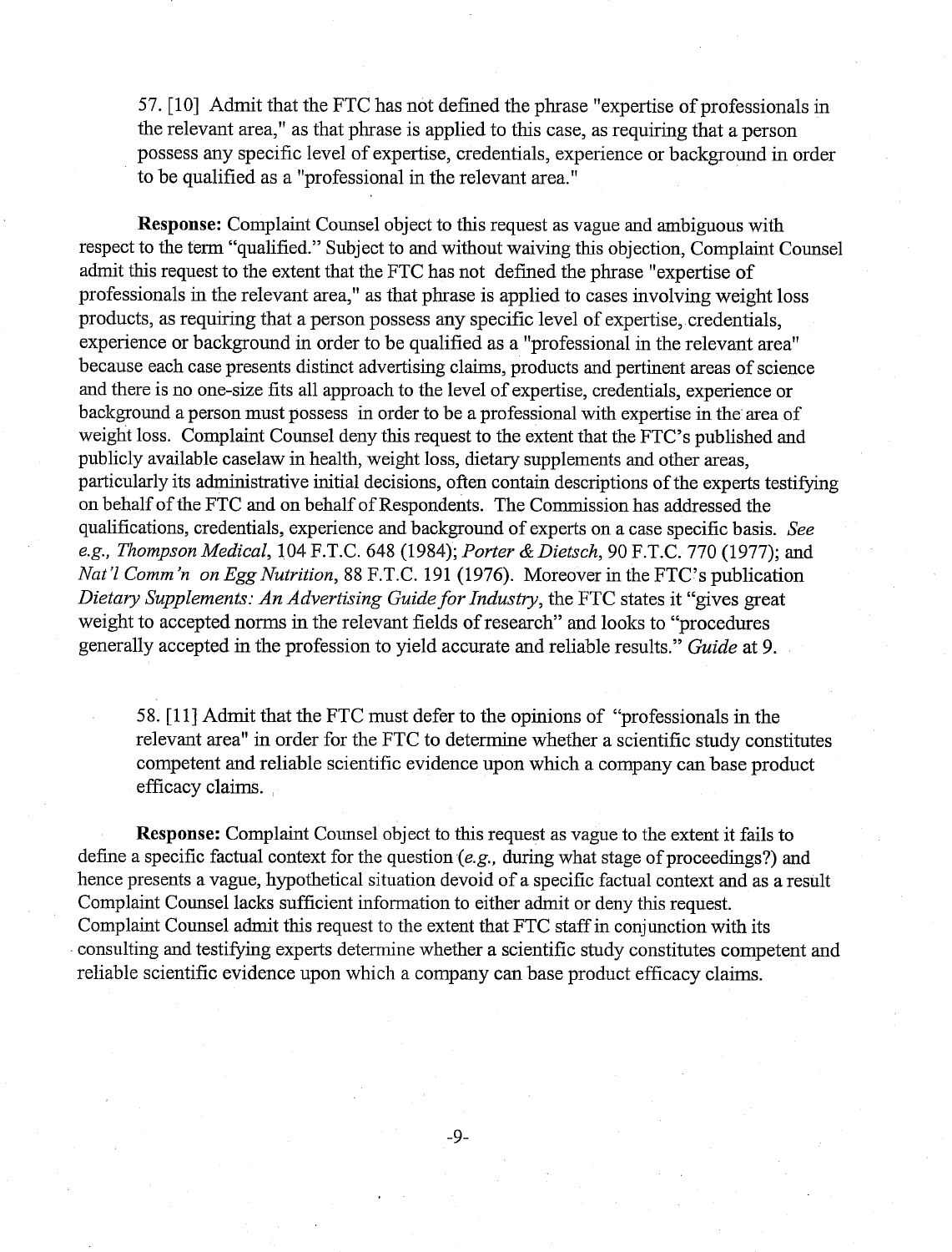57. [10] Admit that the FTC has not defined the phrase "expertise of professionals in the relevant area," as that phrase is applied to this case, as requiring that a person possess any specific level of expertise, credentials, experience or background in order to be qualified as a "professional in the relevant area."

**Response:** Complaint Counsel object to this request as vague and ambiguous with respect to the term "qualified." Subject to and without waiving this objection, Complaint Counsel admit this request to the extent that the FTC has not defined the phrase "expertise of professionals in the relevant area," as that phrase is applied to cases involving weight loss products, as requiring that a person possess any specific level of expertise, credentials, experience or background in order to be qualified as a "professional in the relevant area" because each case presents distinct advertising claims, products and pertinent areas of science and there is no one-size fits all approach to the level of expertise, credentials, experience or background a person must possess in order to be a professional with expertise in the area of weight loss. Complaint Counsel deny this request to the extent that the FTC's published and publicly available caselaw in health, weight loss, dietary supplements and other areas, particularly its administrative initial decisions, often contain descriptions of the experts testifying on behalf of the FTC and on behalf of Respondents. The Commission has addressed the qualifications, credentials, experience and background of experts on a case specific basis. *See e.g., Thompson Medical*, 104 F.T.C. 648 (1984); *Porter & Dietsch*, 90 F.T.C. 770 (1977); and *Nat'l Comm'n on Egg Nutrition*, 88 F.T.C. 191 (1976). Moreover in the FTC's publication *Dietary Supplements: An Advertising Guide for Industry*, the FTC states it "gives great weight to accepted norms in the relevant fields of research" and looks to "procedures generally accepted in the profession to yield accurate and reliable results." *Guide* at 9.

58. [11] Admit that the FTC must defer to the opinions of "professionals in the relevant area" in order for the FTC to determine whether a scientific study constitutes competent and reliable scientific evidence upon which a company can base product efficacy claims.

**Response:** Complaint Counsel object to this request as vague to the extent it fails to define a specific factual context for the question (*e.g.,* during what stage of proceedings?) and hence presents a vague, hypothetical situation devoid of a specific factual context and as a result Complaint Counsel lacks sufficient information to either admit or deny this request. Complaint Counsel admit this request to the extent that FTC staff in conjunction with its consulting and testifying experts determine whether a scientific study constitutes competent and reliable scientific evidence upon which a company can base product efficacy claims.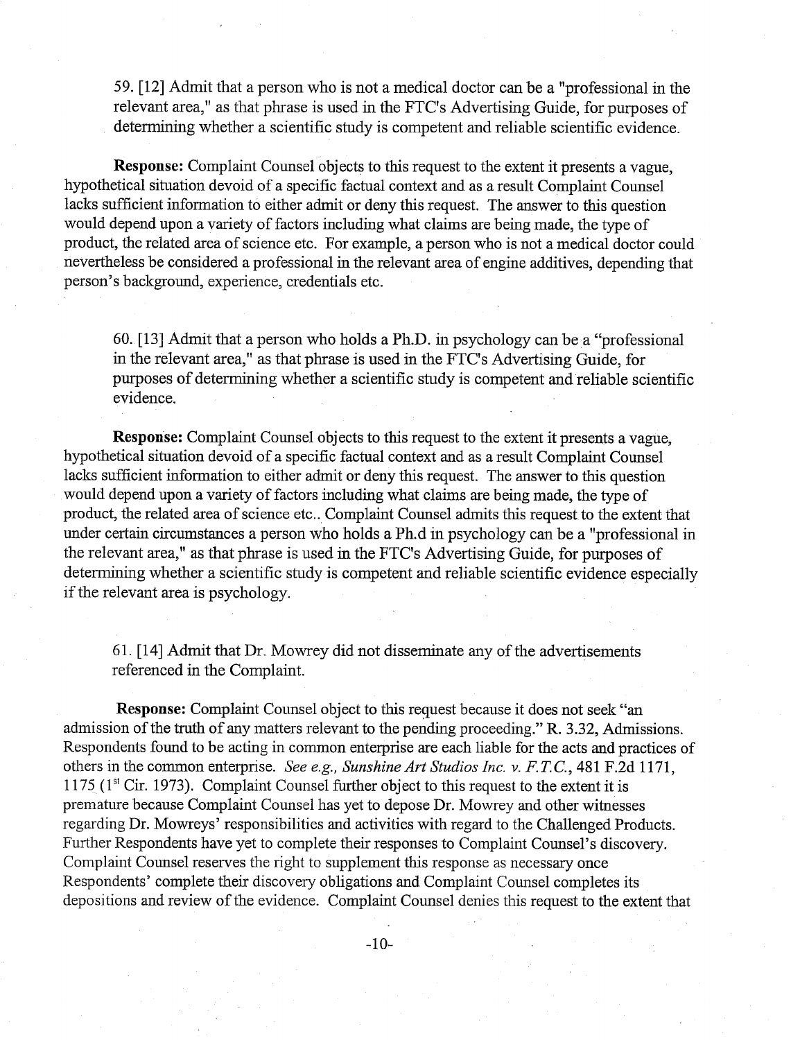59. [12] Admit that a person who is not a medical doctor can be a "professional in the relevant area," as that phrase is used in the FTC's Advertising Guide, for purposes of determining whether a scientific study is competent and reliable scientific evidence.

**Response:** Complaint Counsel objects to this request to the extent it presents a vague, hypothetical situation devoid of a specific factual context and as a result Complaint Counsel lacks sufficient information to either admit or deny this request. The answer to this question would depend upon a variety of factors including what claims are being made, the type of product, the related area of science etc. For example, a person who is not a medical doctor could nevertheless be considered a professional in the relevant area of engine additives, depending that person's background, experience, credentials etc.

60. [13] Admit that a person who holds a Ph.D. in psychology can be a "professional in the relevant area," as that phrase is used in the FTC's Advertising Guide, for purposes of determining whether a scientific study is competent and reliable scientific evidence.

**Response:** Complaint Counsel objects to this request to the extent it presents a vague, hypothetical situation devoid of a specific factual context and as a result Complaint Counsel lacks sufficient information to either admit or deny this request. The answer to this question would depend upon a variety of factors including what claims are being made, the type of product, the related area of science etc.. Complaint Counsel admits this request to the extent that under certain circumstances a person who holds a Ph.d in psychology can be a "professional in the relevant area," as that phrase is used in the FTC's Advertising Guide, for purposes of determining whether a scientific study is competent and reliable scientific evidence especially if the relevant area is psychology.

61. [14] Admit that Dr. Mowrey did not disseminate any of the advertisements referenced in the Complaint.

**Response:** Complaint Counsel object to this request because it does not seek "an admission of the truth of any matters relevant to the pending proceeding." R. 3.32, Admissions. Respondents found to be acting in common enterprise are each liable for the acts and practices of others in the common enterprise. *See e.g., Sunshine Art Studios Inc. v. F.T.C.*, 481 F.2d 1171, 1175 (1st Cir. 1973). Complaint Counsel further object to this request to the extent it is premature because Complaint Counsel has yet to depose Dr. Mowrey and other witnesses regarding Dr. Mowreys' responsibilities and activities with regard to the Challenged Products. Further Respondents have yet to complete their responses to Complaint Counsel's discovery. Complaint Counsel reserves the right to supplement this response as necessary once Respondents' complete their discovery obligations and Complaint Counsel completes its depositions and review of the evidence. Complaint Counsel denies this request to the extent that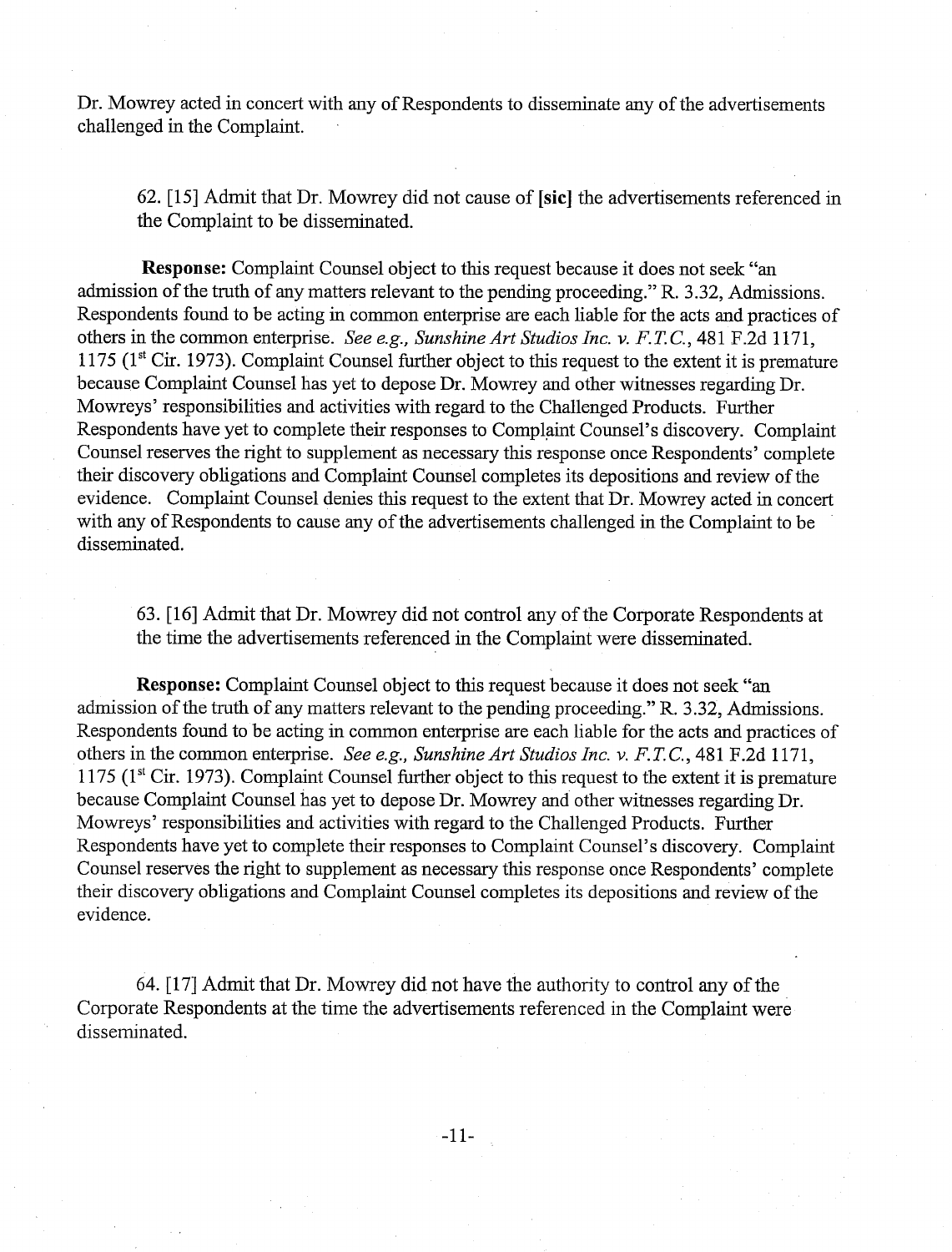Dr. Mowrey acted in concert with any of Respondents to disseminate any of the advertisements challenged in the Complaint.

> 62. [15] Admit that Dr. Mowrey did not cause of **[sic]** the advertisements referenced in the Complaint to be disseminated.

**Response:** Complaint Counsel object to this request because it does not seek "an admission of the truth of any matters relevant to the pending proceeding." R. 3.32, Admissions. Respondents found to be acting in common enterprise are each liable for the acts and practices of others in the common enterprise. *See e.g., Sunshine Art Studios Inc. v. F.T.C.*, 481 F.2d 1171, 1175 (1st Cir. 1973). Complaint Counsel further object to this request to the extent it is premature because Complaint Counsel has yet to depose Dr. Mowrey and other witnesses regarding Dr. Mowreys' responsibilities and activities with regard to the Challenged Products. Further Respondents have yet to complete their responses to Complaint Counsel's discovery. Complaint Counsel reserves the right to supplement as necessary this response once Respondents' complete their discovery obligations and Complaint Counsel completes its depositions and review of the evidence. Complaint Counsel denies this request to the extent that Dr. Mowrey acted in concert with any of Respondents to cause any of the advertisements challenged in the Complaint to be disseminated.

> 63. [16] Admit that Dr. Mowrey did not control any of the Corporate Respondents at the time the advertisements referenced in the Complaint were disseminated.

**Response:** Complaint Counsel object to this request because it does not seek "an admission of the truth of any matters relevant to the pending proceeding." R. 3.32, Admissions. Respondents found to be acting in common enterprise are each liable for the acts and practices of others in the common enterprise. *See e.g., Sunshine Art Studios Inc. v. F.T.C.*, 481 F.2d 1171, 1175 (1st Cir. 1973). Complaint Counsel further object to this request to the extent it is premature because Complaint Counsel has yet to depose Dr. Mowrey and other witnesses regarding Dr. Mowreys' responsibilities and activities with regard to the Challenged Products. Further Respondents have yet to complete their responses to Complaint Counsel's discovery. Complaint Counsel reserves the right to supplement as necessary this response once Respondents' complete their discovery obligations and Complaint Counsel completes its depositions and review of the evidence.

> 64. [17] Admit that Dr. Mowrey did not have the authority to control any of the Corporate Respondents at the time the advertisements referenced in the Complaint were disseminated.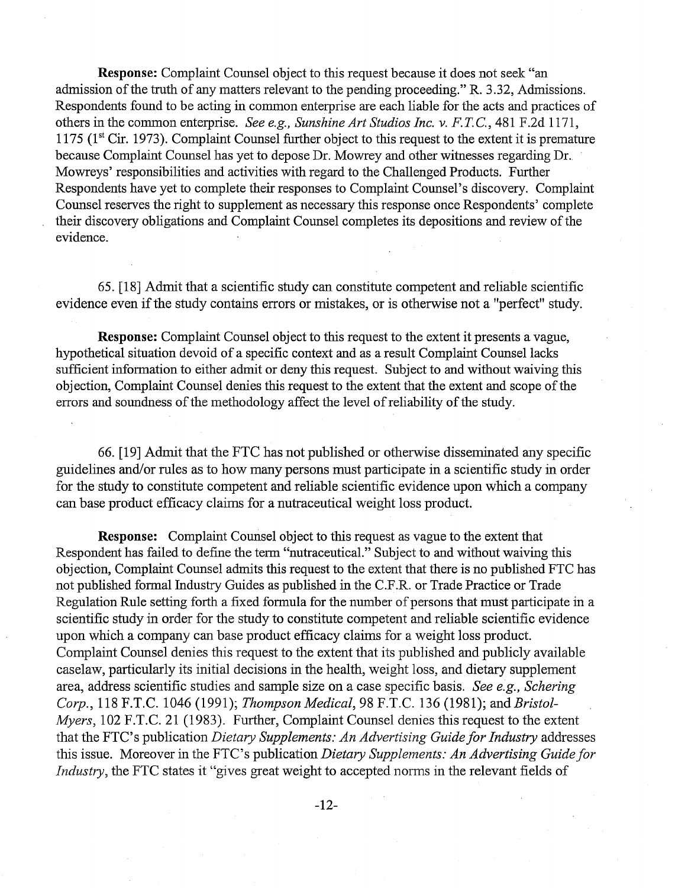**Response:** Complaint Counsel object to this request because it does not seek "an admission of the truth of any matters relevant to the pending proceeding." R. 3.32, Admissions. Respondents found to be acting in common enterprise are each liable for the acts and practices of others in the common enterprise. *See e.g., Sunshine Art Studios Inc. v. F.T.C.*, 481 F.2d 1171, 1175 (1st Cir. 1973). Complaint Counsel further object to this request to the extent it is premature because Complaint Counsel has yet to depose Dr. Mowrey and other witnesses regarding Dr. Mowreys' responsibilities and activities with regard to the Challenged Products. Further Respondents have yet to complete their responses to Complaint Counsel's discovery. Complaint Counsel reserves the right to supplement as necessary this response once Respondents' complete their discovery obligations and Complaint Counsel completes its depositions and review of the evidence.

65. [18] Admit that a scientific study can constitute competent and reliable scientific evidence even if the study contains errors or mistakes, or is otherwise not a "perfect" study.

**Response:** Complaint Counsel object to this request to the extent it presents a vague, hypothetical situation devoid of a specific context and as a result Complaint Counsel lacks sufficient information to either admit or deny this request. Subject to and without waiving this objection, Complaint Counsel denies this request to the extent that the extent and scope of the errors and soundness of the methodology affect the level of reliability of the study.

66. [19] Admit that the FTC has not published or otherwise disseminated any specific guidelines and/or rules as to how many persons must participate in a scientific study in order for the study to constitute competent and reliable scientific evidence upon which a company can base product efficacy claims for a nutraceutical weight loss product.

**Response:** Complaint Counsel object to this request as vague to the extent that Respondent has failed to define the term "nutraceutical." Subject to and without waiving this objection, Complaint Counsel admits this request to the extent that there is no published FTC has not published formal Industry Guides as published in the C.F.R. or Trade Practice or Trade Regulation Rule setting forth a fixed formula for the number of persons that must participate in a scientific study in order for the study to constitute competent and reliable scientific evidence upon which a company can base product efficacy claims for a weight loss product. Complaint Counsel denies this request to the extent that its published and publicly available caselaw, particularly its initial decisions in the health, weight loss, and dietary supplement area, address scientific studies and sample size on a case specific basis. *See e.g., Schering Corp.*, 118 F.T.C. 1046 (1991); *Thompson Medical*, 98 F.T.C. 136 (1981); and *Bristol-Myers*, 102 F.T.C. 21 (1983). Further, Complaint Counsel denies this request to the extent that the FTC's publication *Dietary Supplements: An Advertising Guide for Industry* addresses this issue. Moreover in the FTC's publication *Dietary Supplements: An Advertising Guide for Industry*, the FTC states it "gives great weight to accepted norms in the relevant fields of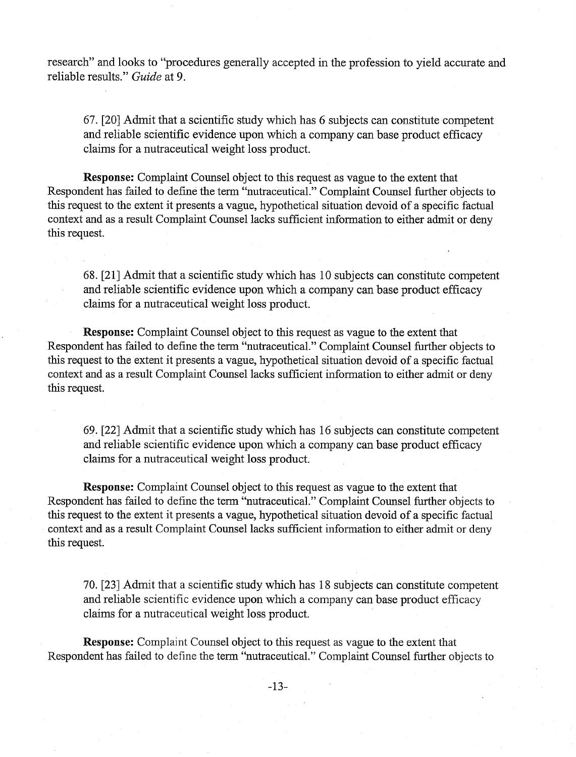research" and looks to "procedures generally accepted in the profession to yield accurate and reliable results." *Guide* at 9.

> 67. [20] Admit that a scientific study which has 6 subjects can constitute competent and reliable scientific evidence upon which a company can base product efficacy claims for a nutraceutical weight loss product.

**Response:** Complaint Counsel object to this request as vague to the extent that Respondent has failed to define the term "nutraceutical." Complaint Counsel further objects to this request to the extent it presents a vague, hypothetical situation devoid of a specific factual context and as a result Complaint Counsel lacks sufficient information to either admit or deny this request.

> 68. [21] Admit that a scientific study which has 10 subjects can constitute competent and reliable scientific evidence upon which a company can base product efficacy claims for a nutraceutical weight loss product.

**Response:** Complaint Counsel object to this request as vague to the extent that Respondent has failed to define the term "nutraceutical." Complaint Counsel further objects to this request to the extent it presents a vague, hypothetical situation devoid of a specific factual context and as a result Complaint Counsel lacks sufficient information to either admit or deny this request.

> 69. [22] Admit that a scientific study which has 16 subjects can constitute competent and reliable scientific evidence upon which a company can base product efficacy claims for a nutraceutical weight loss product.

**Response:** Complaint Counsel object to this request as vague to the extent that Respondent has failed to define the term "nutraceutical." Complaint Counsel further objects to this request to the extent it presents a vague, hypothetical situation devoid of a specific factual context and as a result Complaint Counsel lacks sufficient information to either admit or deny this request.

> 70. [23] Admit that a scientific study which has 18 subjects can constitute competent and reliable scientific evidence upon which a company can base product efficacy claims for a nutraceutical weight loss product.

**Response:** Complaint Counsel object to this request as vague to the extent that Respondent has failed to define the term "nutraceutical." Complaint Counsel further objects to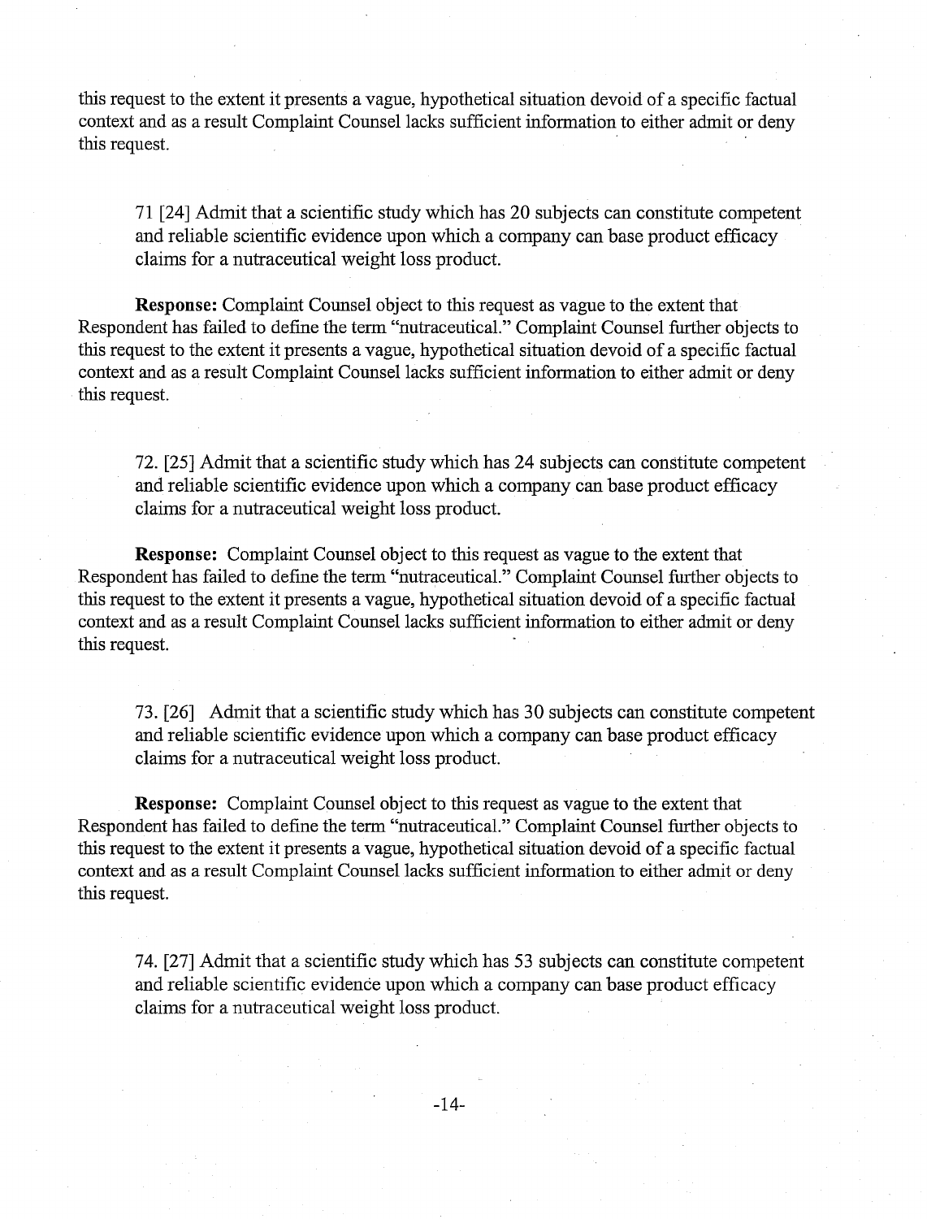this request to the extent it presents a vague, hypothetical situation devoid of a specific factual context and as a result Complaint Counsel lacks sufficient information to either admit or deny this request.

> 71 [24] Admit that a scientific study which has 20 subjects can constitute competent and reliable scientific evidence upon which a company can base product efficacy claims for a nutraceutical weight loss product.

**Response:** Complaint Counsel object to this request as vague to the extent that Respondent has failed to define the term "nutraceutical." Complaint Counsel further objects to this request to the extent it presents a vague, hypothetical situation devoid of a specific factual context and as a result Complaint Counsel lacks sufficient information to either admit or deny this request.

> 72. [25] Admit that a scientific study which has 24 subjects can constitute competent and reliable scientific evidence upon which a company can base product efficacy claims for a nutraceutical weight loss product.

**Response:** Complaint Counsel object to this request as vague to the extent that Respondent has failed to define the term "nutraceutical." Complaint Counsel further objects to this request to the extent it presents a vague, hypothetical situation devoid of a specific factual context and as a result Complaint Counsel lacks sufficient information to either admit or deny this request.

> 73. [26] Admit that a scientific study which has 30 subjects can constitute competent and reliable scientific evidence upon which a company can base product efficacy claims for a nutraceutical weight loss product.

**Response:** Complaint Counsel object to this request as vague to the extent that Respondent has failed to define the term "nutraceutical." Complaint Counsel further objects to this request to the extent it presents a vague, hypothetical situation devoid of a specific factual context and as a result Complaint Counsel lacks sufficient information to either admit or deny this request.

> 74. [27] Admit that a scientific study which has 53 subjects can constitute competent and reliable scientific evidence upon which a company can base product efficacy claims for a nutraceutical weight loss product.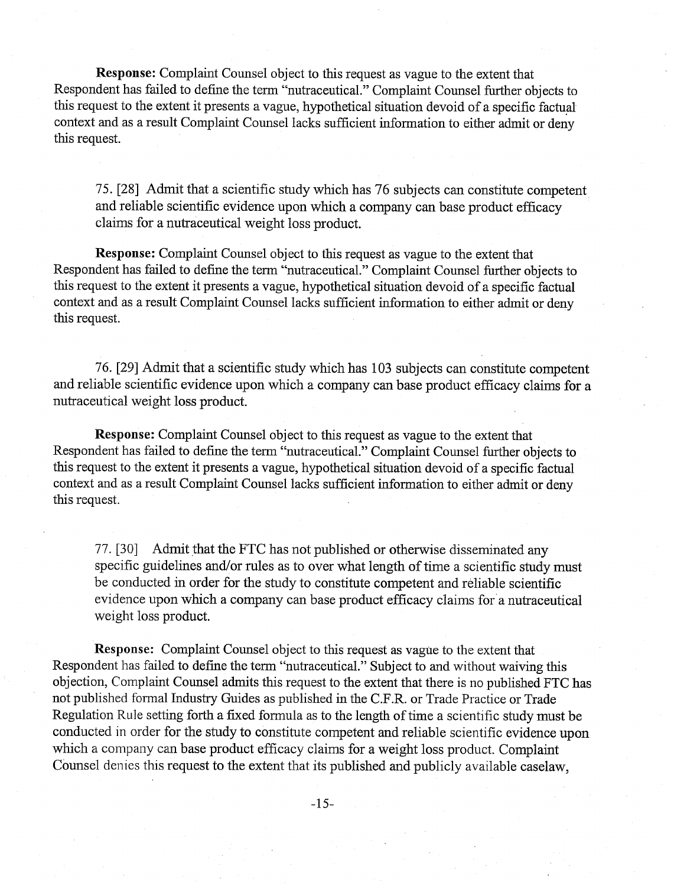**Response:** Complaint Counsel object to this request as vague to the extent that Respondent has failed to define the term "nutraceutical." Complaint Counsel further objects to this request to the extent it presents a vague, hypothetical situation devoid of a specific factual context and as a result Complaint Counsel lacks sufficient information to either admit or deny this request.

> 75. [28] Admit that a scientific study which has 76 subjects can constitute competent and reliable scientific evidence upon which a company can base product efficacy claims for a nutraceutical weight loss product.

**Response:** Complaint Counsel object to this request as vague to the extent that Respondent has failed to define the term "nutraceutical." Complaint Counsel further objects to this request to the extent it presents a vague, hypothetical situation devoid of a specific factual context and as a result Complaint Counsel lacks sufficient information to either admit or deny this request.

> 76. [29] Admit that a scientific study which has 103 subjects can constitute competent and reliable scientific evidence upon which a company can base product efficacy claims for a nutraceutical weight loss product.

**Response:** Complaint Counsel object to this request as vague to the extent that Respondent has failed to define the term "nutraceutical." Complaint Counsel further objects to this request to the extent it presents a vague, hypothetical situation devoid of a specific factual context and as a result Complaint Counsel lacks sufficient information to either admit or deny this request.

> 77. [30] Admit that the FTC has not published or otherwise disseminated any specific guidelines and/or rules as to over what length of time a scientific study must be conducted in order for the study to constitute competent and reliable scientific evidence upon which a company can base product efficacy claims for a nutraceutical weight loss product.

**Response:** Complaint Counsel object to this request as vague to the extent that Respondent has failed to define the term "nutraceutical." Subject to and without waiving this objection, Complaint Counsel admits this request to the extent that there is no published FTC has not published formal Industry Guides as published in the C.F.R. or Trade Practice or Trade Regulation Rule setting forth a fixed formula as to the length of time a scientific study must be conducted in order for the study to constitute competent and reliable scientific evidence upon which a company can base product efficacy claims for a weight loss product. Complaint Counsel denies this request to the extent that its published and publicly available caselaw,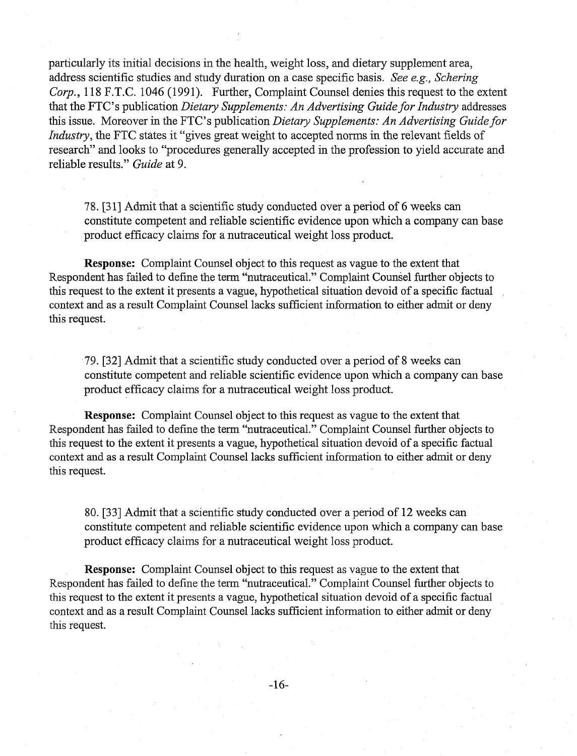particularly its initial decisions in the health, weight loss, and dietary supplement area, address scientific studies and study duration on a case specific basis. *See e.g., Schering Corp.*, 118 F.T.C. 1046 (1991). Further, Complaint Counsel denies this request to the extent that the FTC's publication *Dietary Supplements: An Advertising Guide for Industry* addresses this issue. Moreover in the FTC's publication *Dietary Supplements: An Advertising Guide for Industry*, the FTC states it "gives great weight to accepted norms in the relevant fields of research" and looks to "procedures generally accepted in the profession to yield accurate and reliable results." *Guide* at 9.

> 78. [31] Admit that a scientific study conducted over a period of 6 weeks can constitute competent and reliable scientific evidence upon which a company can base product efficacy claims for a nutraceutical weight loss product.

**Response:** Complaint Counsel object to this request as vague to the extent that Respondent has failed to define the term "nutraceutical." Complaint Counsel further objects to this request to the extent it presents a vague, hypothetical situation devoid of a specific factual context and as a result Complaint Counsel lacks sufficient information to either admit or deny this request.

> 79. [32] Admit that a scientific study conducted over a period of 8 weeks can constitute competent and reliable scientific evidence upon which a company can base product efficacy claims for a nutraceutical weight loss product.

**Response:** Complaint Counsel object to this request as vague to the extent that Respondent has failed to define the term "nutraceutical." Complaint Counsel further objects to this request to the extent it presents a vague, hypothetical situation devoid of a specific factual context and as a result Complaint Counsel lacks sufficient information to either admit or deny this request.

> 80. [33] Admit that a scientific study conducted over a period of 12 weeks can constitute competent and reliable scientific evidence upon which a company can base product efficacy claims for a nutraceutical weight loss product.

**Response:** Complaint Counsel object to this request as vague to the extent that Respondent has failed to define the term "nutraceutical." Complaint Counsel further objects to this request to the extent it presents a vague, hypothetical situation devoid of a specific factual context and as a result Complaint Counsel lacks sufficient information to either admit or deny this request.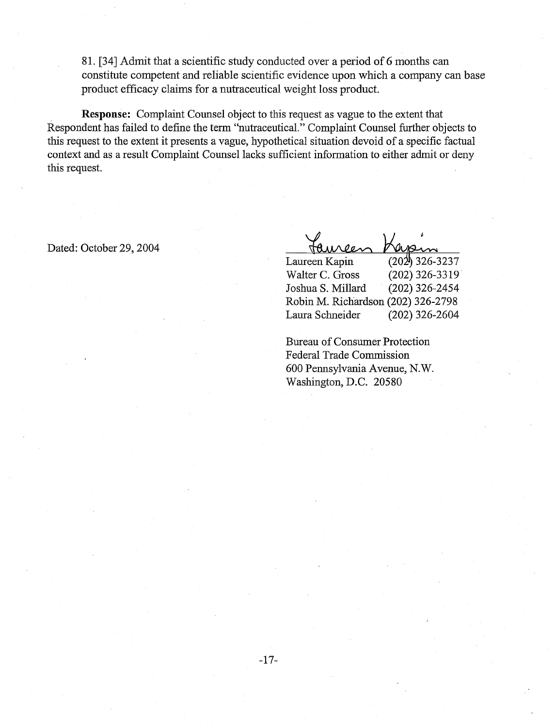81. [34] Admit that a scientific study conducted over a period of 6 months can constitute competent and reliable scientific evidence upon which a company can base product efficacy claims for a nutraceutical weight loss product.

**Response:** Complaint Counsel object to this request as vague to the extent that Respondent has failed to define the term "nutraceutical." Complaint Counsel further objects to this request to the extent it presents a vague, hypothetical situation devoid of a specific factual context and as a result Complaint Counsel lacks sufficient information to either admit or deny this request.

Dated: October 29, 2004

Laureen Kapin (202) 326-3237
Walter C. Gross (202) 326-3319
Joshua S. Millard (202) 326-2454
Robin M. Richardson (202) 326-2798
Laura Schneider (202) 326-2604

Bureau of Consumer Protection
Federal Trade Commission
600 Pennsylvania Avenue, N.W.
Washington, D.C. 20580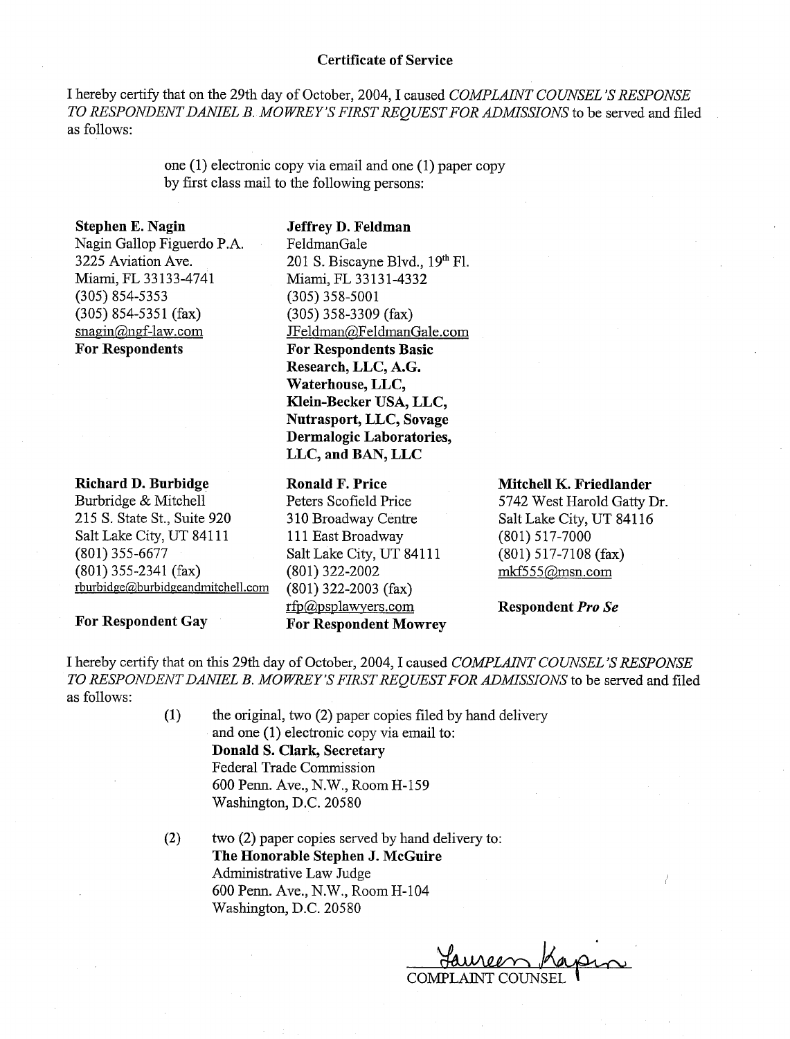**Certificate of Service**

I hereby certify that on the 29th day of October, 2004, I caused *COMPLAINT COUNSEL'S RESPONSE TO RESPONDENT DANIEL B. MOWREY'S FIRST REQUEST FOR ADMISSIONS* to be served and filed as follows:

one (1) electronic copy via email and one (1) paper copy by first class mail to the following persons:

**Stephen E. Nagin**
Nagin Gallop Figuerdo P.A.
3225 Aviation Ave.
Miami, FL 33133-4741
(305) 854-5353
(305) 854-5351 (fax)
snagin@ngf-law.com
**For Respondents**

**Jeffrey D. Feldman**
FeldmanGale
201 S. Biscayne Blvd., 19th Fl.
Miami, FL 33131-4332
(305) 358-5001
(305) 358-3309 (fax)
JFeldman@FeldmanGale.com
**For Respondents Basic Research, LLC, A.G. Waterhouse, LLC, Klein-Becker USA, LLC, Nutrasport, LLC, Sovage Dermalogic Laboratories, LLC, and BAN, LLC**

**Richard D. Burbidge**
Burbidge & Mitchell
215 S. State St., Suite 920
Salt Lake City, UT 84111
(801) 355-6677
(801) 355-2341 (fax)
rburbidge@burbidgeandmitchell.com
**For Respondent Gay**

**Ronald F. Price**
Peters Scofield Price
310 Broadway Centre
111 East Broadway
Salt Lake City, UT 84111
(801) 322-2002
(801) 322-2003 (fax)
rfp@psplawyers.com
**For Respondent Mowrey**

**Mitchell K. Friedlander**
5742 West Harold Gatty Dr.
Salt Lake City, UT 84116
(801) 517-7000
(801) 517-7108 (fax)
mkf555@msn.com
**Respondent *Pro Se***

I hereby certify that on this 29th day of October, 2004, I caused *COMPLAINT COUNSEL'S RESPONSE TO RESPONDENT DANIEL B. MOWREY'S FIRST REQUEST FOR ADMISSIONS* to be served and filed as follows:

(1) the original, two (2) paper copies filed by hand delivery and one (1) electronic copy via email to:
**Donald S. Clark, Secretary**
Federal Trade Commission
600 Penn. Ave., N.W., Room H-159
Washington, D.C. 20580

(2) two (2) paper copies served by hand delivery to:
**The Honorable Stephen J. McGuire**
Administrative Law Judge
600 Penn. Ave., N.W., Room H-104
Washington, D.C. 20580

Laureen Kapin
COMPLAINT COUNSEL